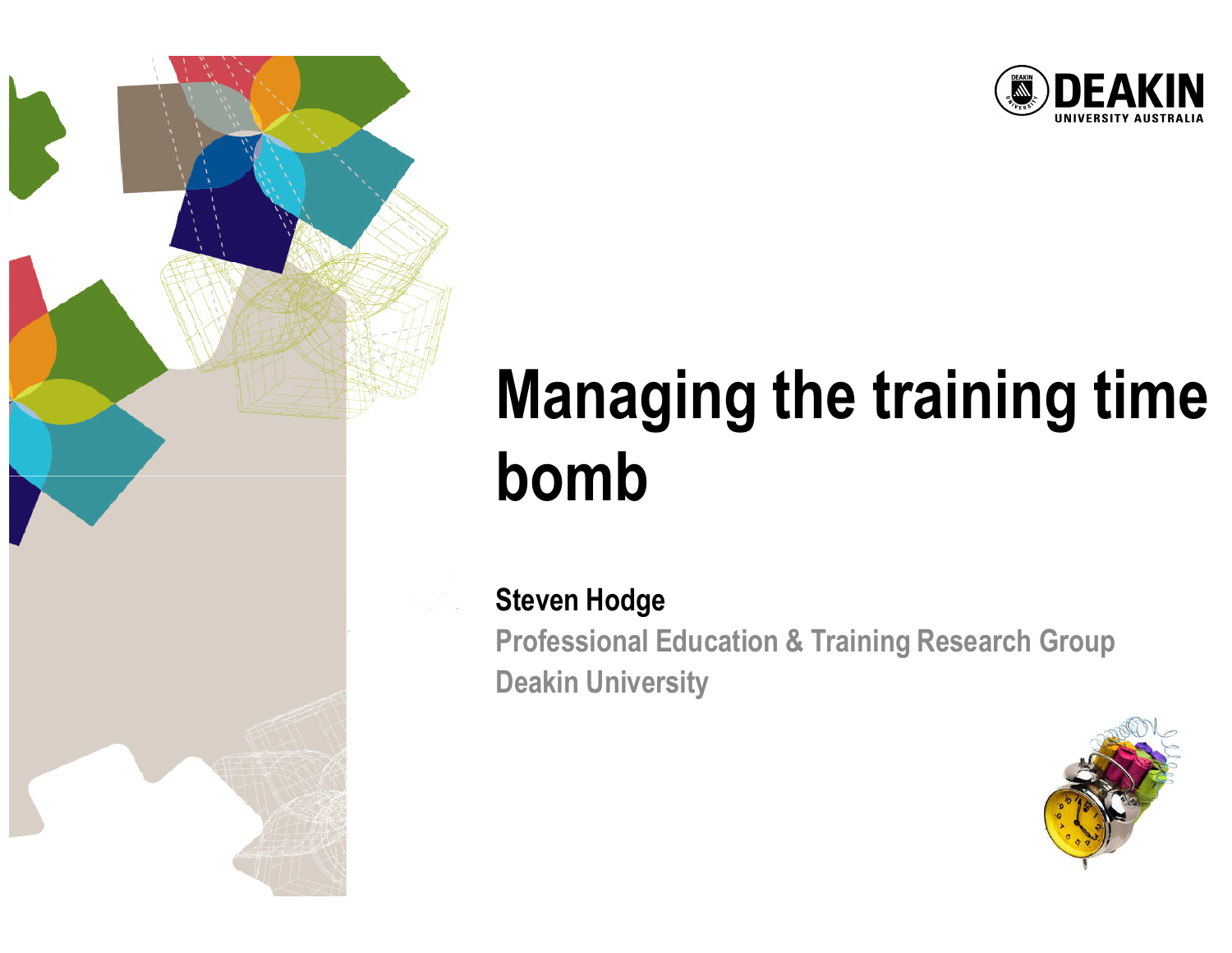# Managing the training time bomb

**Steven Hodge**

Professional Education & Training Research Group

Deakin University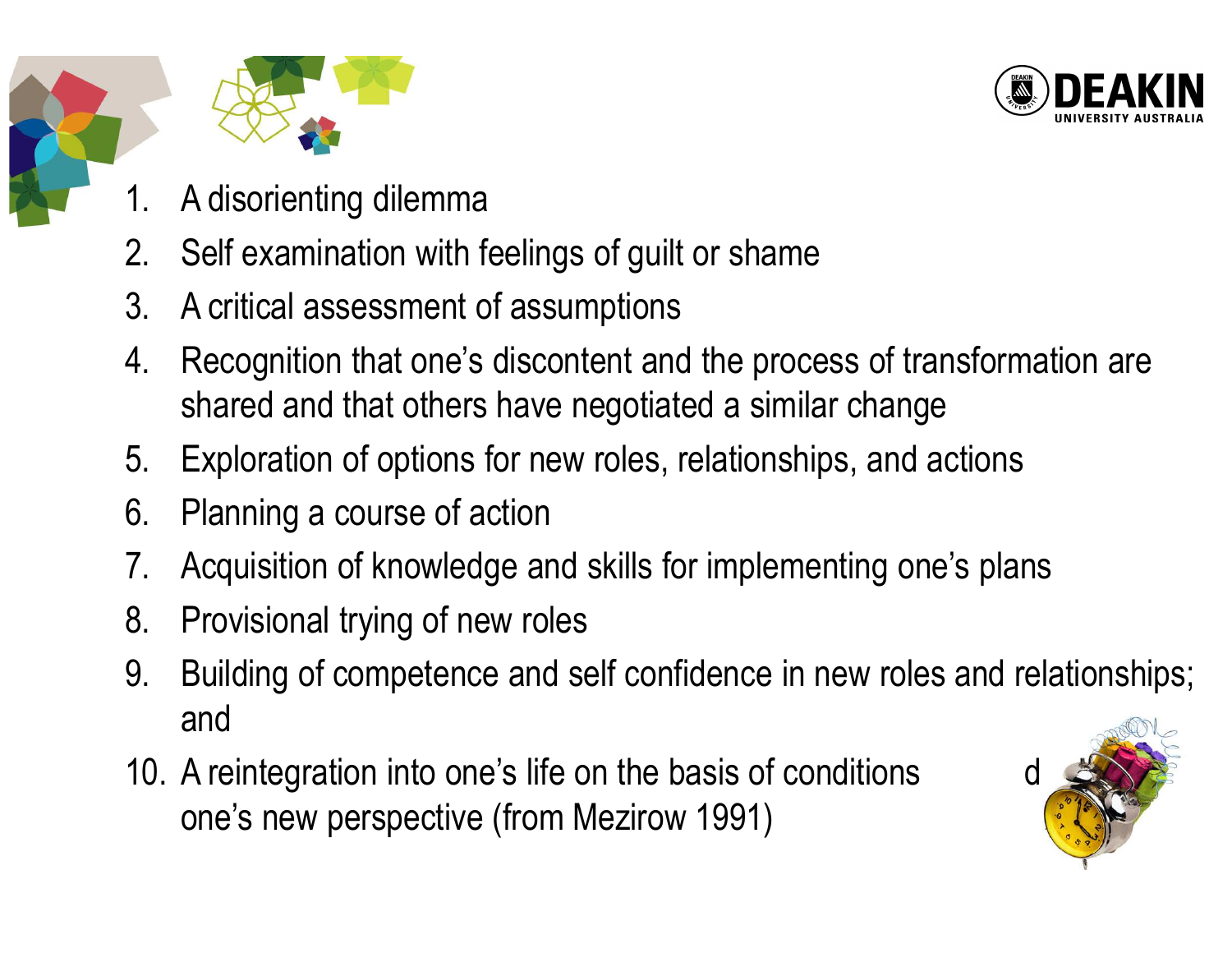1. A disorienting dilemma
2. Self examination with feelings of guilt or shame
3. A critical assessment of assumptions
4. Recognition that one's discontent and the process of transformation are shared and that others have negotiated a similar change
5. Exploration of options for new roles, relationships, and actions
6. Planning a course of action
7. Acquisition of knowledge and skills for implementing one's plans
8. Provisional trying of new roles
9. Building of competence and self confidence in new roles and relationships; and
10. A reintegration into one's life on the basis of conditions d one's new perspective (from Mezirow 1991)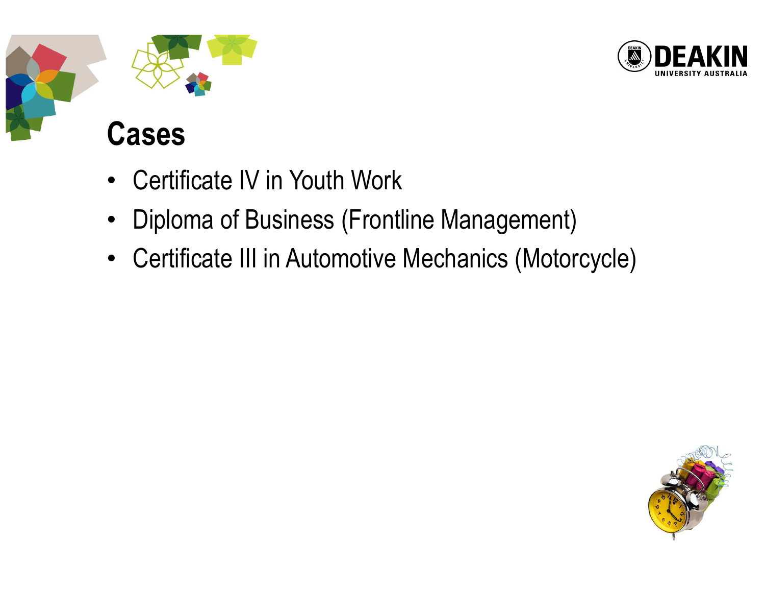## Cases

- Certificate IV in Youth Work
- Diploma of Business (Frontline Management)
- Certificate III in Automotive Mechanics (Motorcycle)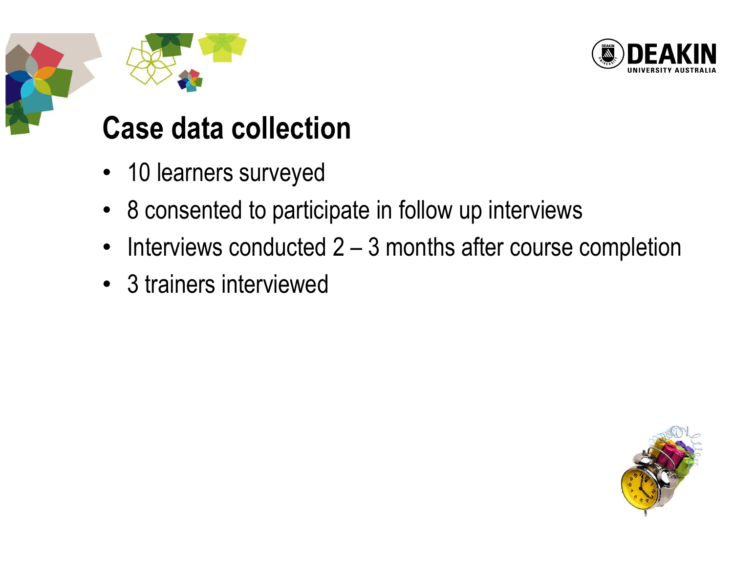# Case data collection

- 10 learners surveyed
- 8 consented to participate in follow up interviews
- Interviews conducted 2 – 3 months after course completion
- 3 trainers interviewed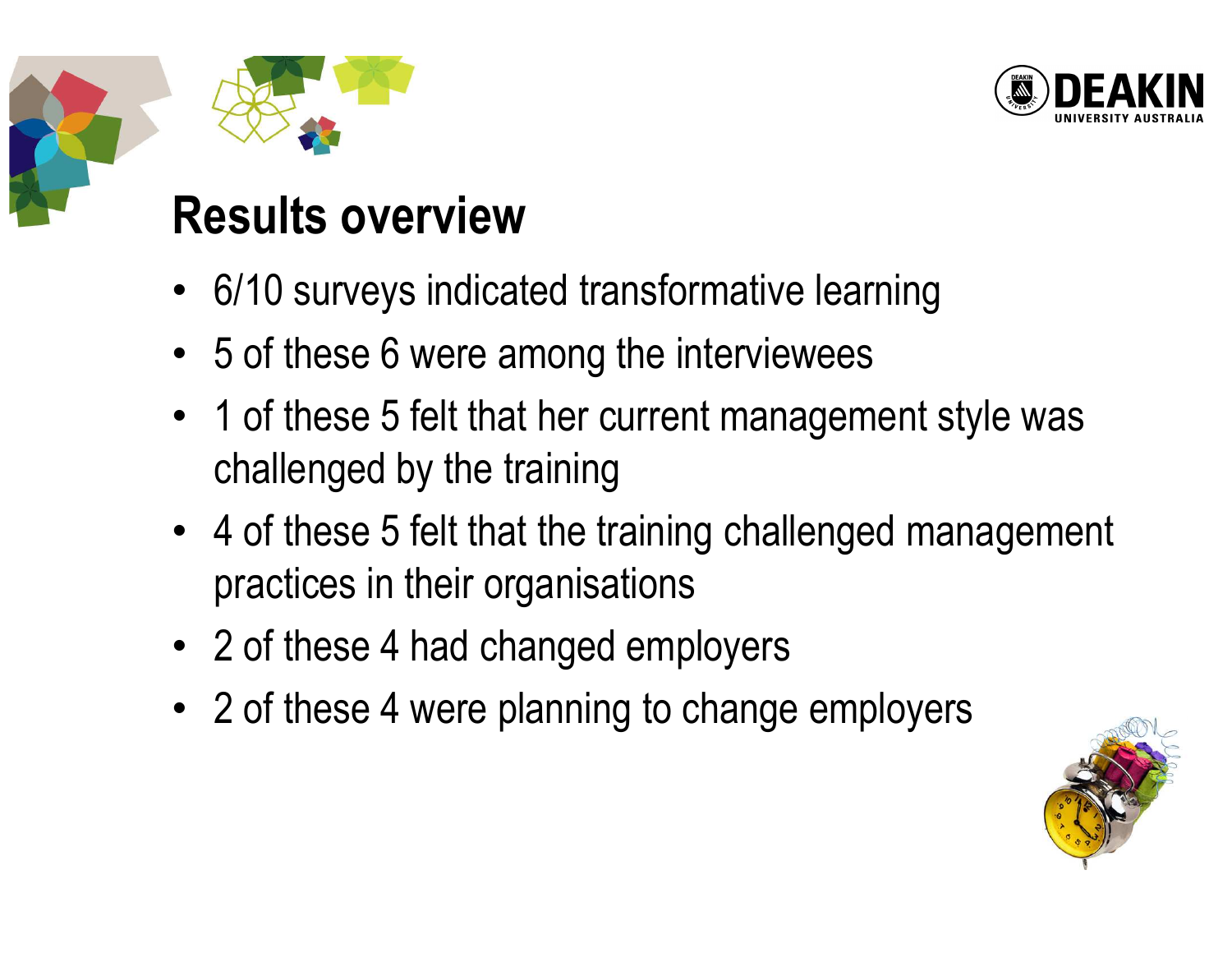## Results overview

- 6/10 surveys indicated transformative learning
- 5 of these 6 were among the interviewees
- 1 of these 5 felt that her current management style was challenged by the training
- 4 of these 5 felt that the training challenged management practices in their organisations
- 2 of these 4 had changed employers
- 2 of these 4 were planning to change employers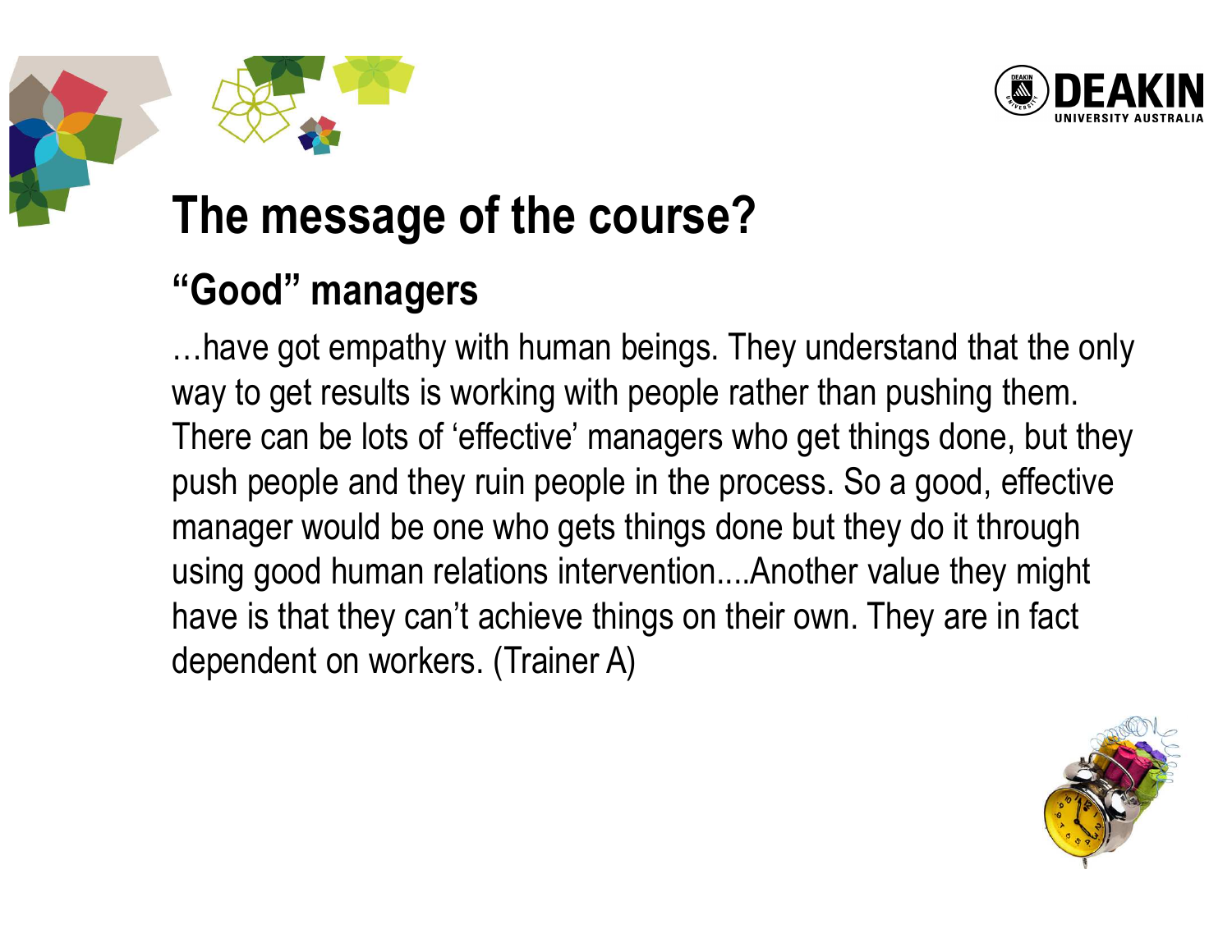# The message of the course?

## “Good” managers

…have got empathy with human beings. They understand that the only way to get results is working with people rather than pushing them. There can be lots of ‘effective’ managers who get things done, but they push people and they ruin people in the process. So a good, effective manager would be one who gets things done but they do it through using good human relations intervention....Another value they might have is that they can’t achieve things on their own. They are in fact dependent on workers. (Trainer A)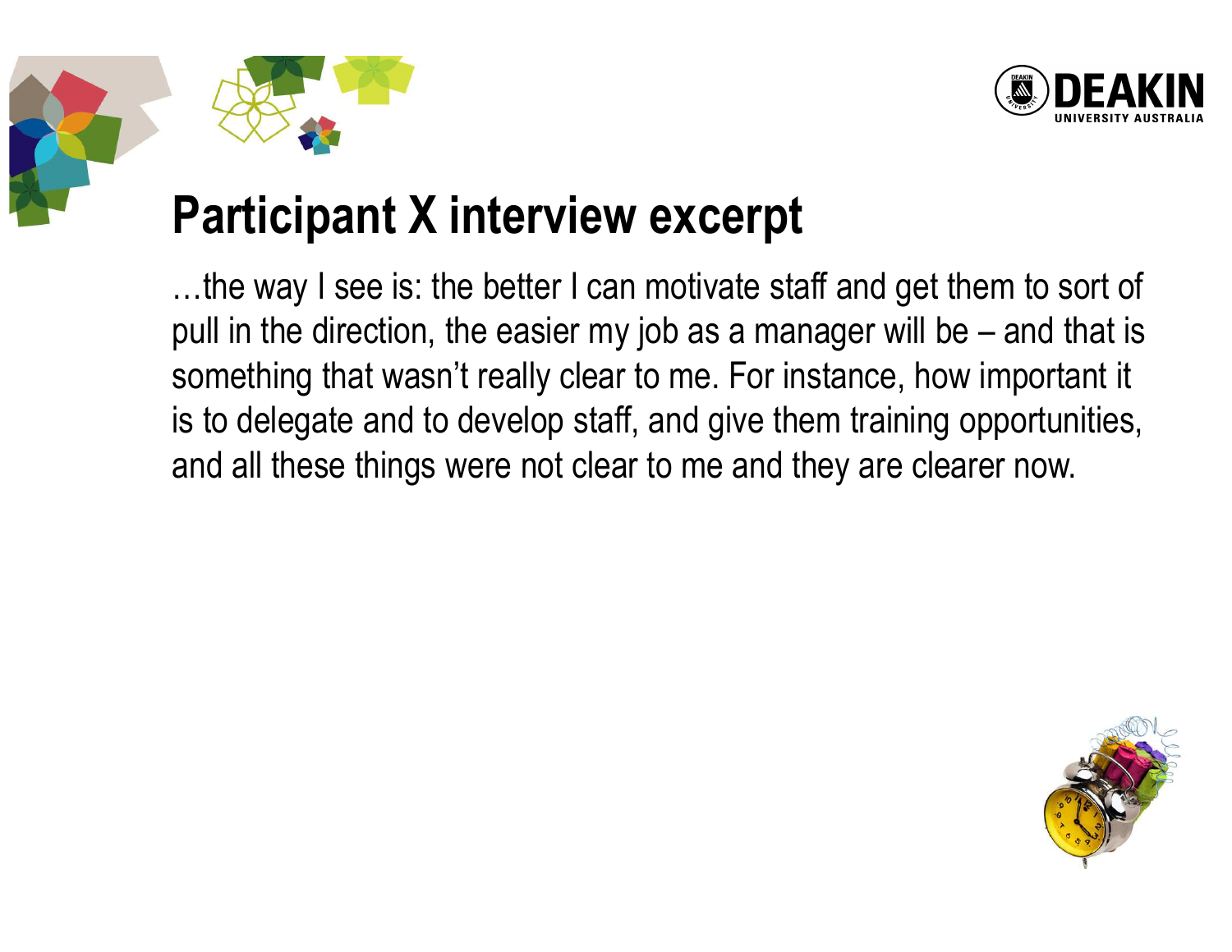# Participant X interview excerpt

…the way I see is: the better I can motivate staff and get them to sort of pull in the direction, the easier my job as a manager will be – and that is something that wasn't really clear to me. For instance, how important it is to delegate and to develop staff, and give them training opportunities, and all these things were not clear to me and they are clearer now.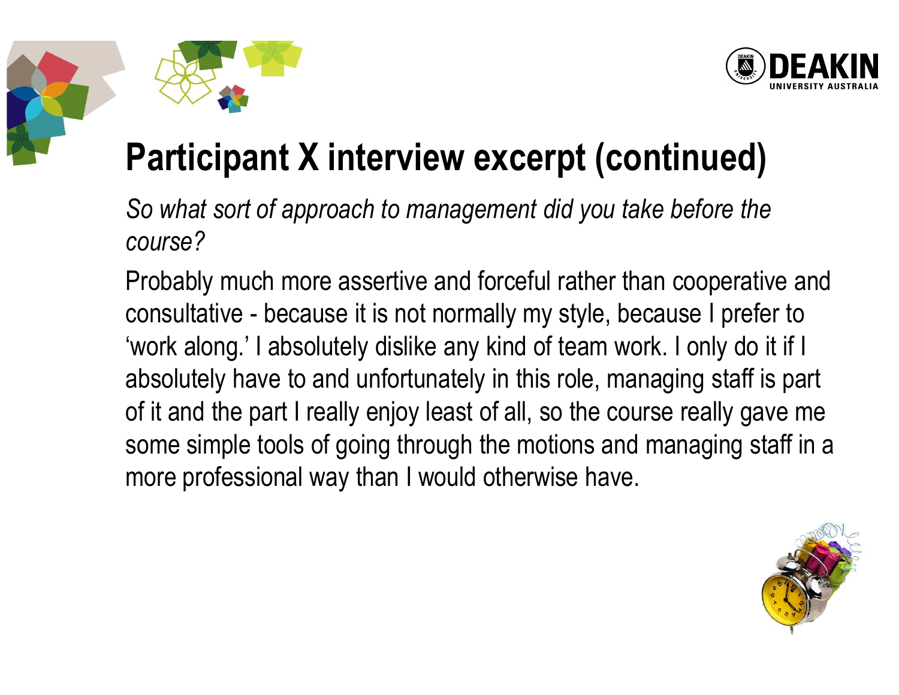# Participant X interview excerpt (continued)

*So what sort of approach to management did you take before the course?*

Probably much more assertive and forceful rather than cooperative and consultative - because it is not normally my style, because I prefer to 'work along.' I absolutely dislike any kind of team work. I only do it if I absolutely have to and unfortunately in this role, managing staff is part of it and the part I really enjoy least of all, so the course really gave me some simple tools of going through the motions and managing staff in a more professional way than I would otherwise have.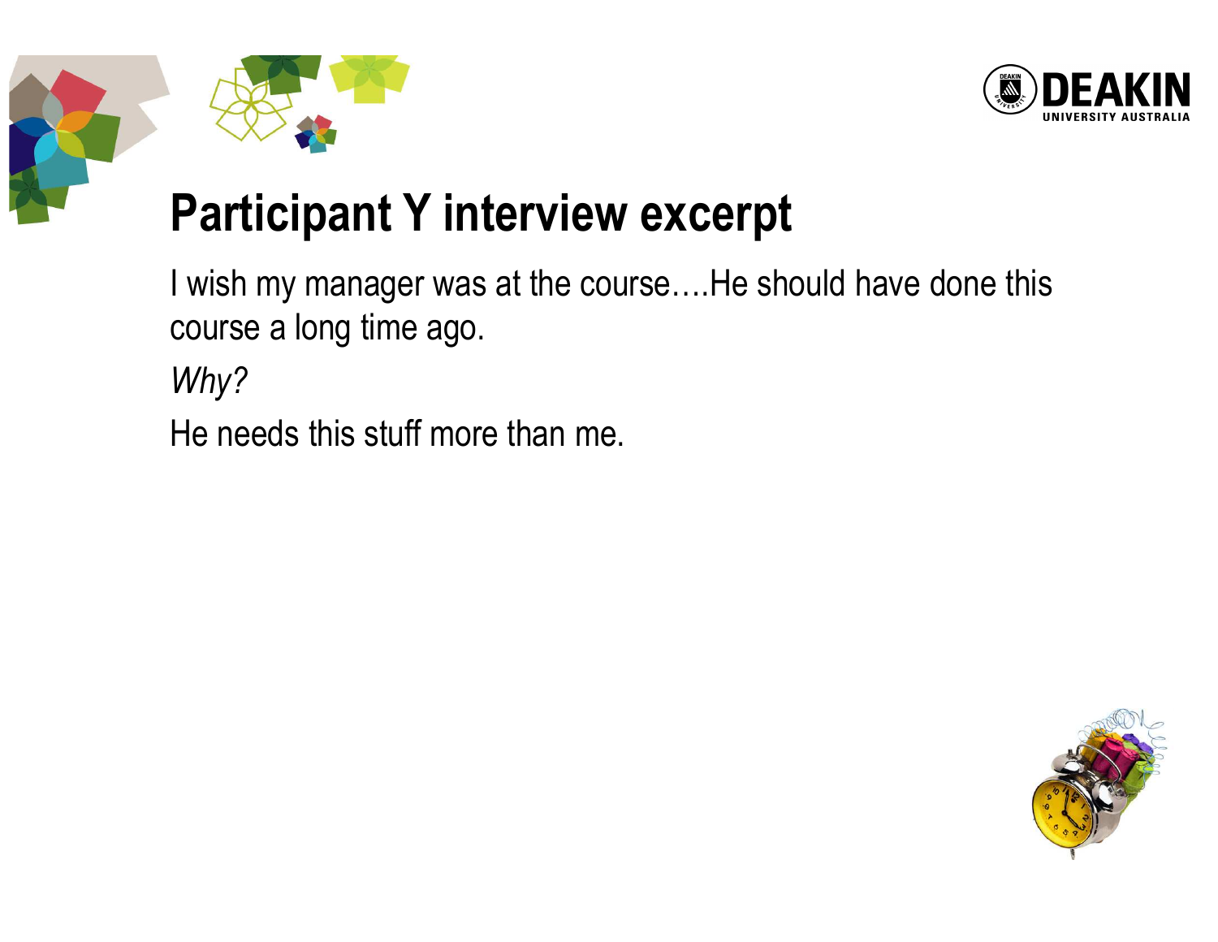# Participant Y interview excerpt

I wish my manager was at the course….He should have done this course a long time ago.

*Why?*

He needs this stuff more than me.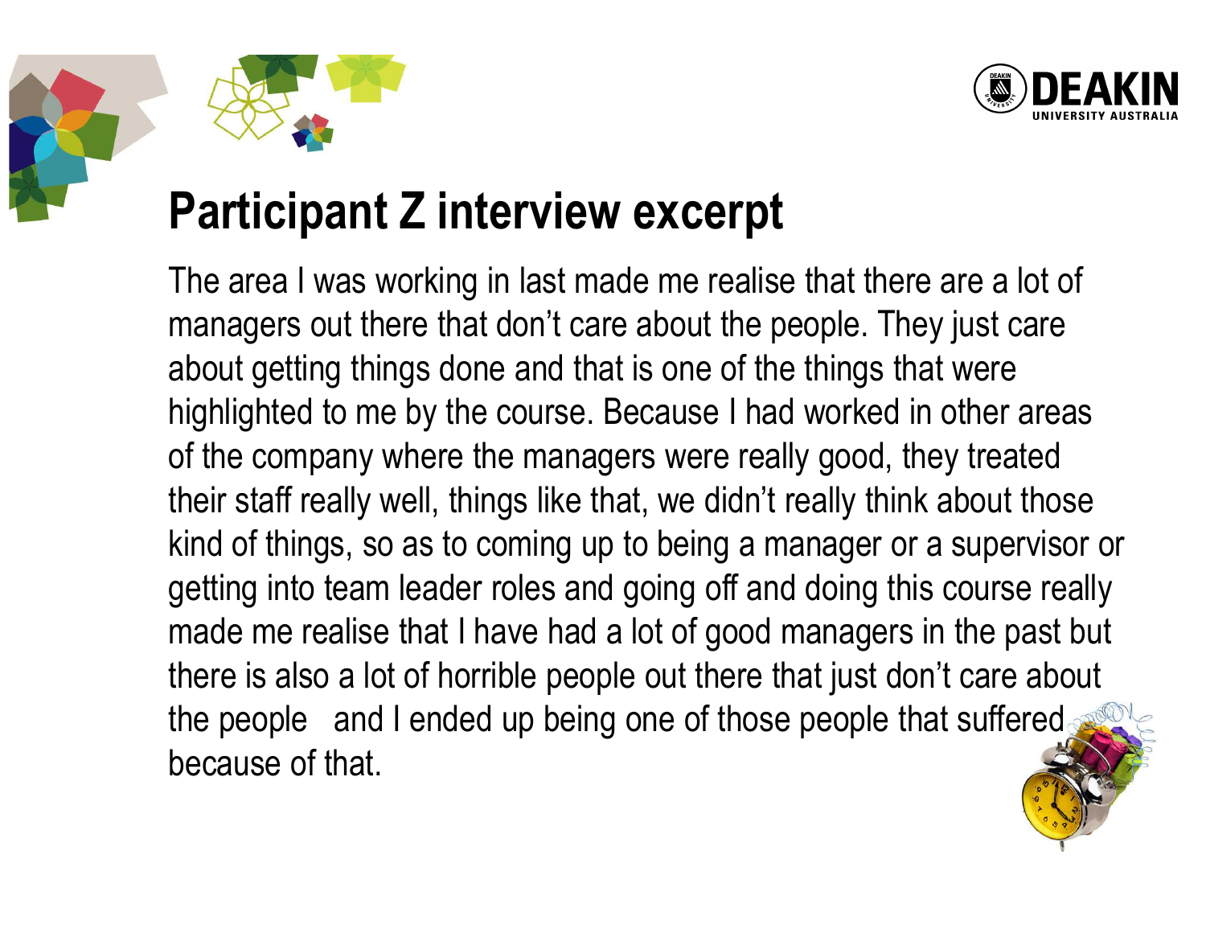# Participant Z interview excerpt

The area I was working in last made me realise that there are a lot of managers out there that don't care about the people. They just care about getting things done and that is one of the things that were highlighted to me by the course. Because I had worked in other areas of the company where the managers were really good, they treated their staff really well, things like that, we didn't really think about those kind of things, so as to coming up to being a manager or a supervisor or getting into team leader roles and going off and doing this course really made me realise that I have had a lot of good managers in the past but there is also a lot of horrible people out there that just don't care about the people and I ended up being one of those people that suffered because of that.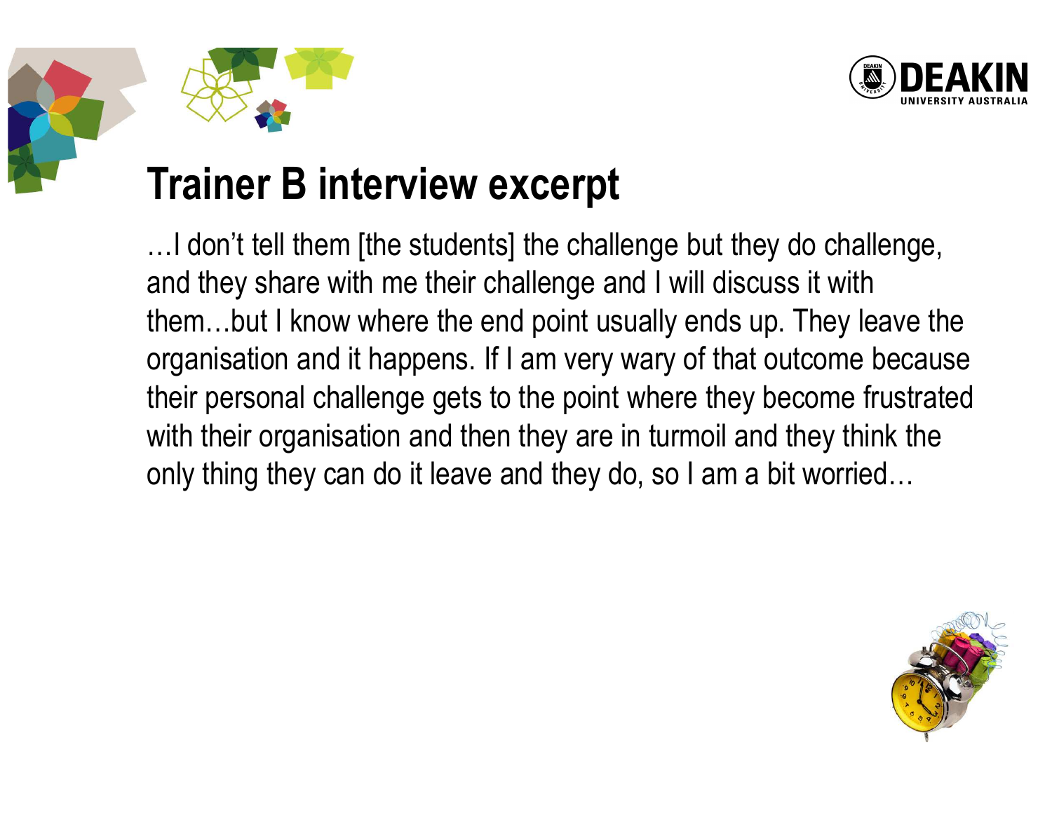# Trainer B interview excerpt

…I don't tell them [the students] the challenge but they do challenge, and they share with me their challenge and I will discuss it with them…but I know where the end point usually ends up. They leave the organisation and it happens. If I am very wary of that outcome because their personal challenge gets to the point where they become frustrated with their organisation and then they are in turmoil and they think the only thing they can do it leave and they do, so I am a bit worried…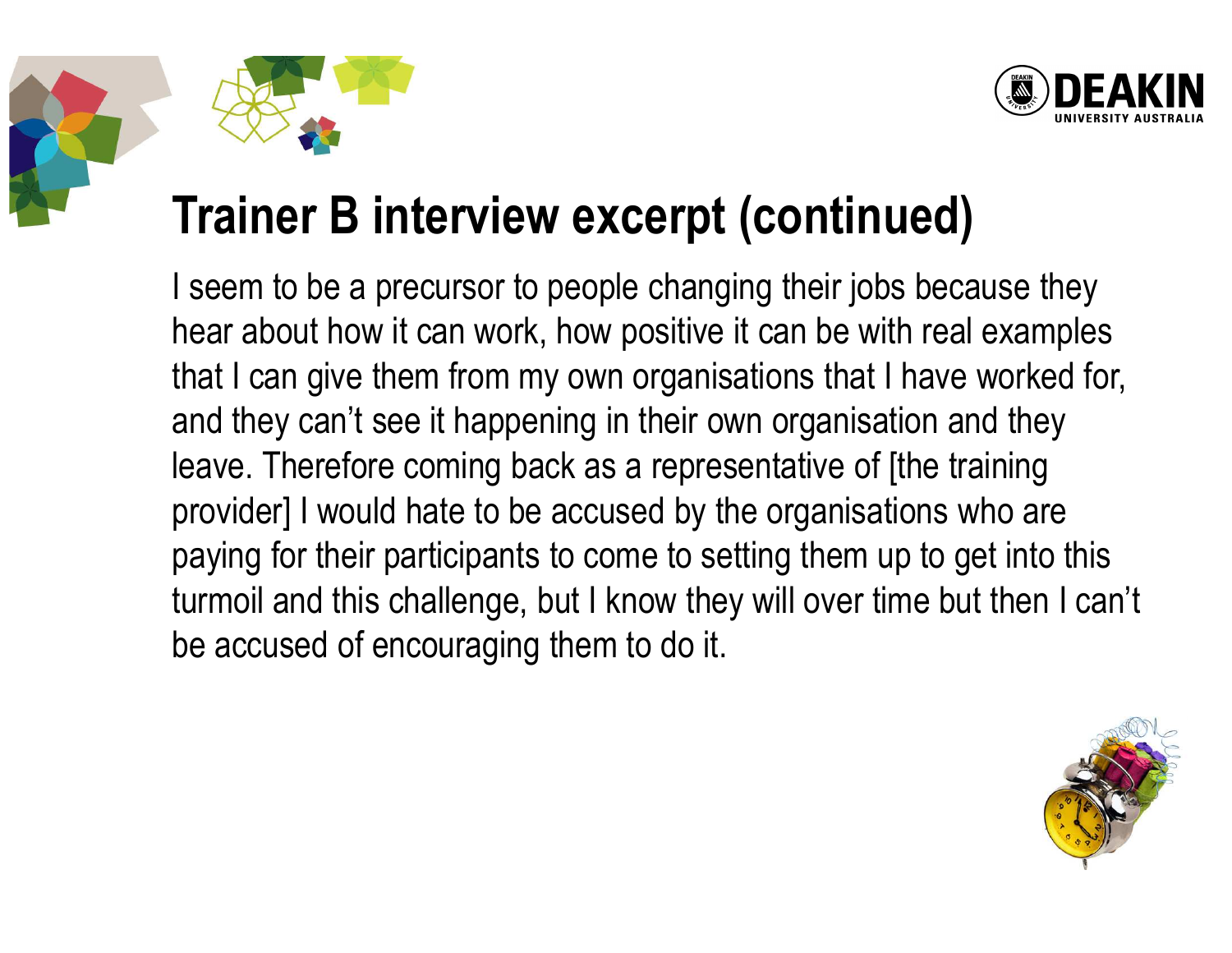# Trainer B interview excerpt (continued)

I seem to be a precursor to people changing their jobs because they hear about how it can work, how positive it can be with real examples that I can give them from my own organisations that I have worked for, and they can't see it happening in their own organisation and they leave. Therefore coming back as a representative of [the training provider] I would hate to be accused by the organisations who are paying for their participants to come to setting them up to get into this turmoil and this challenge, but I know they will over time but then I can't be accused of encouraging them to do it.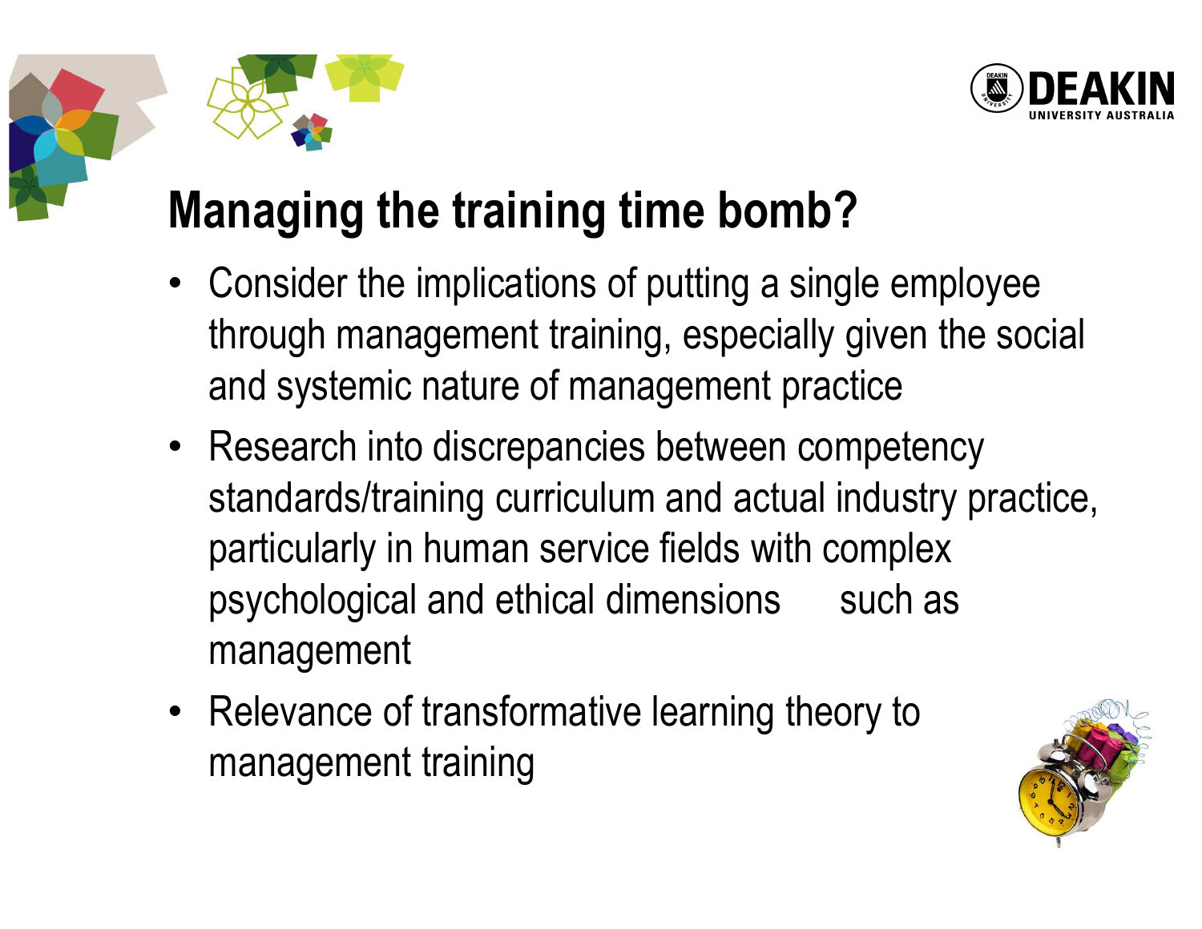## Managing the training time bomb?

- Consider the implications of putting a single employee through management training, especially given the social and systemic nature of management practice
- Research into discrepancies between competency standards/training curriculum and actual industry practice, particularly in human service fields with complex psychological and ethical dimensions such as management
- Relevance of transformative learning theory to management training